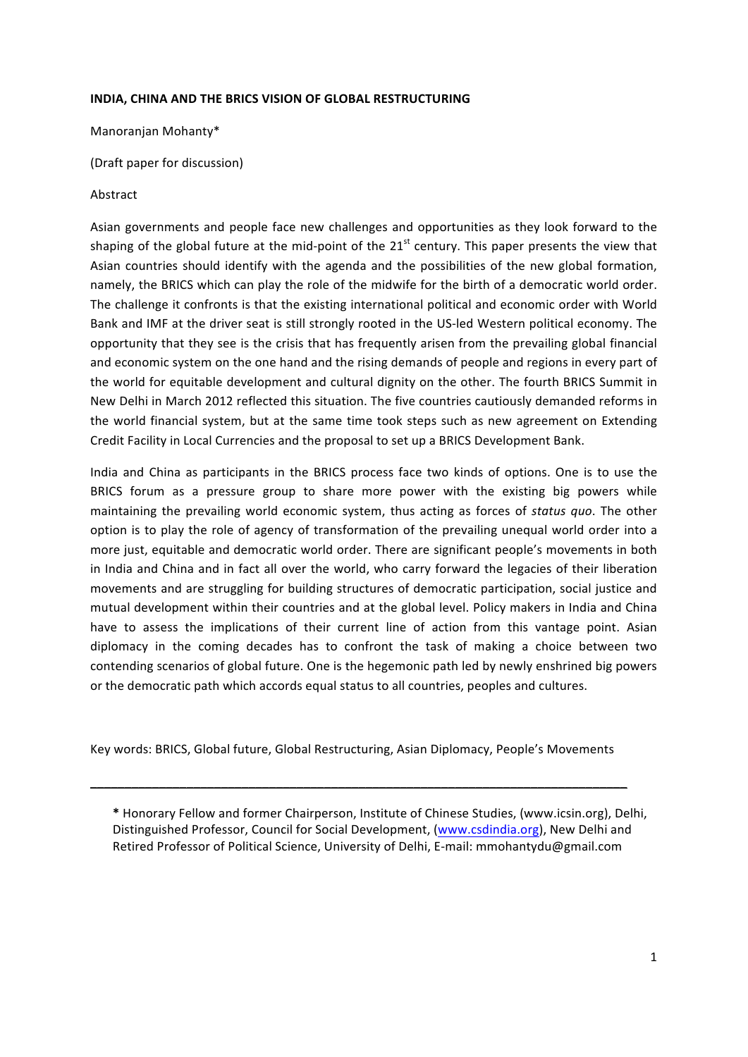# INDIA, CHINA AND THE BRICS VISION OF GLOBAL RESTRUCTURING

Manoranjan Mohanty*

(Draft paper for discussion)

Abstract

Asian governments and people face new challenges and opportunities as they look forward to the shaping of the global future at the mid-point of the 21st century. This paper presents the view that Asian countries should identify with the agenda and the possibilities of the new global formation, namely, the BRICS which can play the role of the midwife for the birth of a democratic world order. The challenge it confronts is that the existing international political and economic order with World Bank and IMF at the driver seat is still strongly rooted in the US-led Western political economy. The opportunity that they see is the crisis that has frequently arisen from the prevailing global financial and economic system on the one hand and the rising demands of people and regions in every part of the world for equitable development and cultural dignity on the other. The fourth BRICS Summit in New Delhi in March 2012 reflected this situation. The five countries cautiously demanded reforms in the world financial system, but at the same time took steps such as new agreement on Extending Credit Facility in Local Currencies and the proposal to set up a BRICS Development Bank.

India and China as participants in the BRICS process face two kinds of options. One is to use the BRICS forum as a pressure group to share more power with the existing big powers while maintaining the prevailing world economic system, thus acting as forces of *status quo*. The other option is to play the role of agency of transformation of the prevailing unequal world order into a more just, equitable and democratic world order. There are significant people's movements in both in India and China and in fact all over the world, who carry forward the legacies of their liberation movements and are struggling for building structures of democratic participation, social justice and mutual development within their countries and at the global level. Policy makers in India and China have to assess the implications of their current line of action from this vantage point. Asian diplomacy in the coming decades has to confront the task of making a choice between two contending scenarios of global future. One is the hegemonic path led by newly enshrined big powers or the democratic path which accords equal status to all countries, peoples and cultures.

Key words: BRICS, Global future, Global Restructuring, Asian Diplomacy, People's Movements

---

**\*** Honorary Fellow and former Chairperson, Institute of Chinese Studies, (www.icsin.org), Delhi, Distinguished Professor, Council for Social Development, (www.csdindia.org), New Delhi and Retired Professor of Political Science, University of Delhi, E-mail: mmohantydu@gmail.com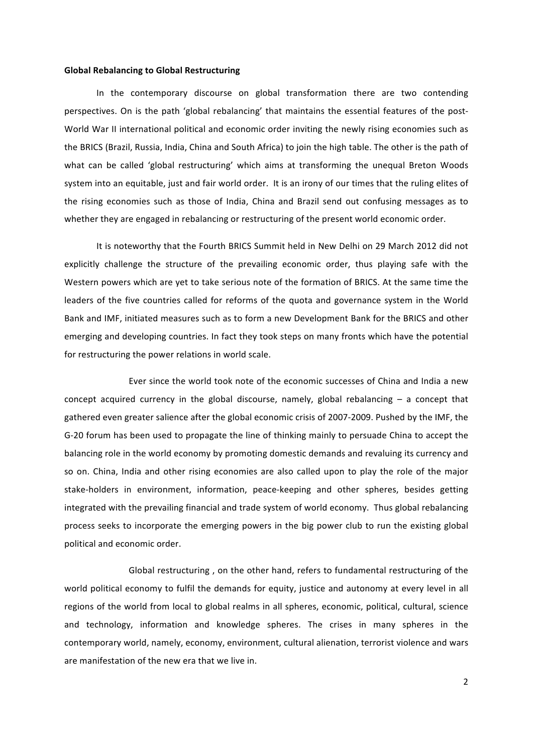**Global Rebalancing to Global Restructuring**

In the contemporary discourse on global transformation there are two contending perspectives. On is the path 'global rebalancing' that maintains the essential features of the post-World War II international political and economic order inviting the newly rising economies such as the BRICS (Brazil, Russia, India, China and South Africa) to join the high table. The other is the path of what can be called 'global restructuring' which aims at transforming the unequal Breton Woods system into an equitable, just and fair world order. It is an irony of our times that the ruling elites of the rising economies such as those of India, China and Brazil send out confusing messages as to whether they are engaged in rebalancing or restructuring of the present world economic order.

It is noteworthy that the Fourth BRICS Summit held in New Delhi on 29 March 2012 did not explicitly challenge the structure of the prevailing economic order, thus playing safe with the Western powers which are yet to take serious note of the formation of BRICS. At the same time the leaders of the five countries called for reforms of the quota and governance system in the World Bank and IMF, initiated measures such as to form a new Development Bank for the BRICS and other emerging and developing countries. In fact they took steps on many fronts which have the potential for restructuring the power relations in world scale.

Ever since the world took note of the economic successes of China and India a new concept acquired currency in the global discourse, namely, global rebalancing – a concept that gathered even greater salience after the global economic crisis of 2007-2009. Pushed by the IMF, the G-20 forum has been used to propagate the line of thinking mainly to persuade China to accept the balancing role in the world economy by promoting domestic demands and revaluing its currency and so on. China, India and other rising economies are also called upon to play the role of the major stake-holders in environment, information, peace-keeping and other spheres, besides getting integrated with the prevailing financial and trade system of world economy. Thus global rebalancing process seeks to incorporate the emerging powers in the big power club to run the existing global political and economic order.

Global restructuring , on the other hand, refers to fundamental restructuring of the world political economy to fulfil the demands for equity, justice and autonomy at every level in all regions of the world from local to global realms in all spheres, economic, political, cultural, science and technology, information and knowledge spheres. The crises in many spheres in the contemporary world, namely, economy, environment, cultural alienation, terrorist violence and wars are manifestation of the new era that we live in.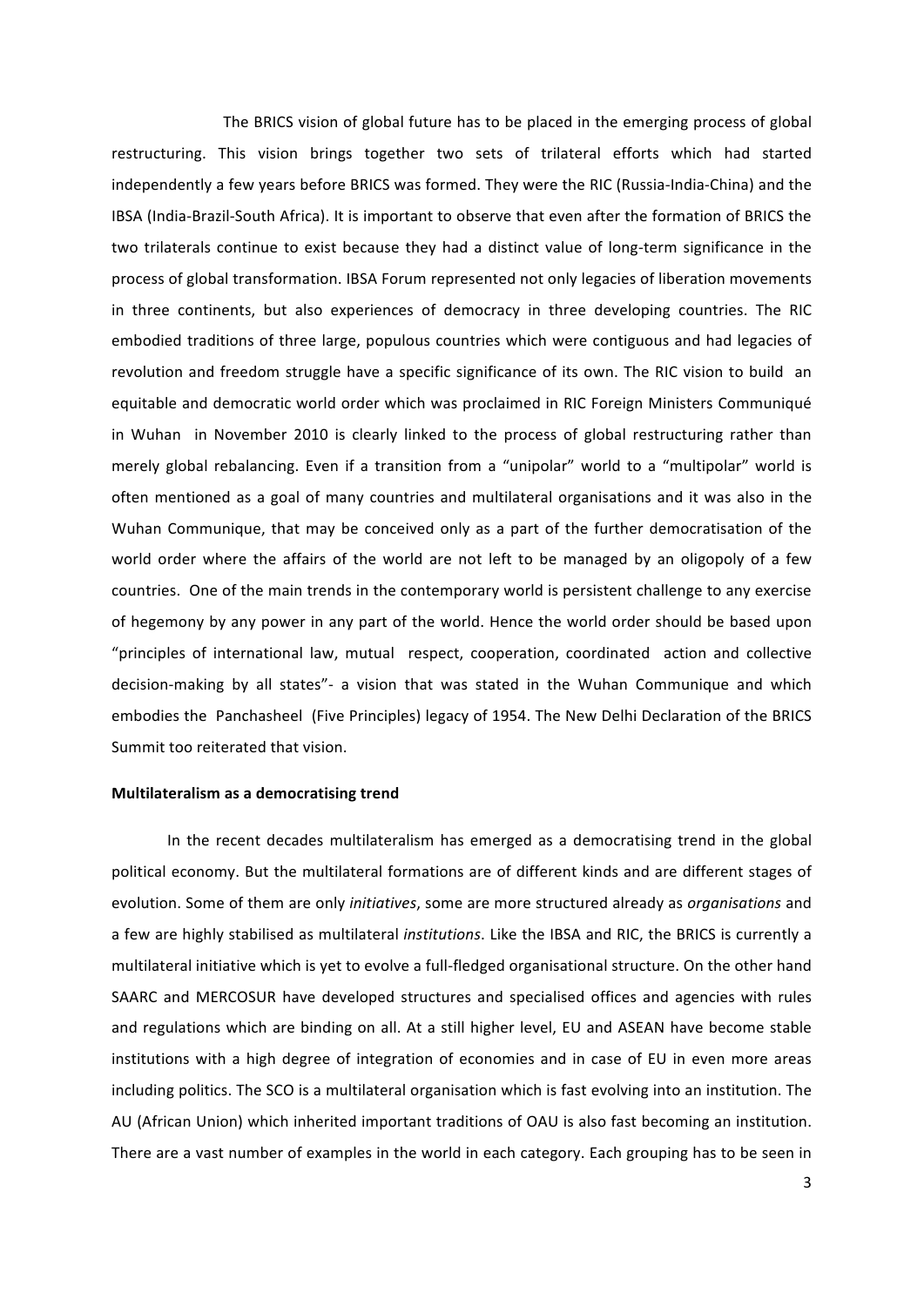The BRICS vision of global future has to be placed in the emerging process of global restructuring. This vision brings together two sets of trilateral efforts which had started independently a few years before BRICS was formed. They were the RIC (Russia-India-China) and the IBSA (India-Brazil-South Africa). It is important to observe that even after the formation of BRICS the two trilaterals continue to exist because they had a distinct value of long-term significance in the process of global transformation. IBSA Forum represented not only legacies of liberation movements in three continents, but also experiences of democracy in three developing countries. The RIC embodied traditions of three large, populous countries which were contiguous and had legacies of revolution and freedom struggle have a specific significance of its own. The RIC vision to build an equitable and democratic world order which was proclaimed in RIC Foreign Ministers Communiqué in Wuhan in November 2010 is clearly linked to the process of global restructuring rather than merely global rebalancing. Even if a transition from a "unipolar" world to a "multipolar" world is often mentioned as a goal of many countries and multilateral organisations and it was also in the Wuhan Communique, that may be conceived only as a part of the further democratisation of the world order where the affairs of the world are not left to be managed by an oligopoly of a few countries. One of the main trends in the contemporary world is persistent challenge to any exercise of hegemony by any power in any part of the world. Hence the world order should be based upon "principles of international law, mutual respect, cooperation, coordinated action and collective decision-making by all states"- a vision that was stated in the Wuhan Communique and which embodies the Panchasheel (Five Principles) legacy of 1954. The New Delhi Declaration of the BRICS Summit too reiterated that vision.

**Multilateralism as a democratising trend**

In the recent decades multilateralism has emerged as a democratising trend in the global political economy. But the multilateral formations are of different kinds and are different stages of evolution. Some of them are only *initiatives*, some are more structured already as *organisations* and a few are highly stabilised as multilateral *institutions*. Like the IBSA and RIC, the BRICS is currently a multilateral initiative which is yet to evolve a full-fledged organisational structure. On the other hand SAARC and MERCOSUR have developed structures and specialised offices and agencies with rules and regulations which are binding on all. At a still higher level, EU and ASEAN have become stable institutions with a high degree of integration of economies and in case of EU in even more areas including politics. The SCO is a multilateral organisation which is fast evolving into an institution. The AU (African Union) which inherited important traditions of OAU is also fast becoming an institution. There are a vast number of examples in the world in each category. Each grouping has to be seen in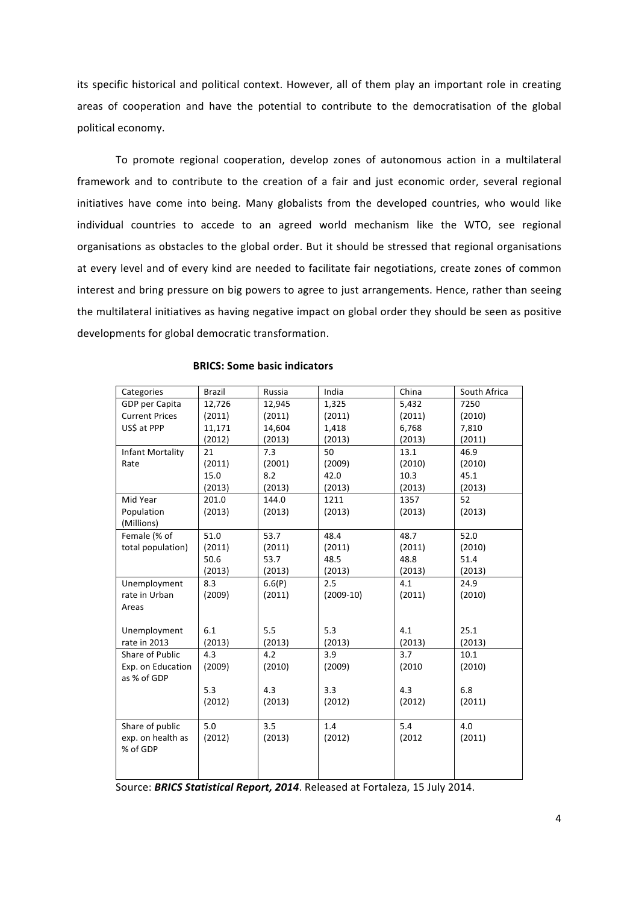its specific historical and political context. However, all of them play an important role in creating areas of cooperation and have the potential to contribute to the democratisation of the global political economy.

To promote regional cooperation, develop zones of autonomous action in a multilateral framework and to contribute to the creation of a fair and just economic order, several regional initiatives have come into being. Many globalists from the developed countries, who would like individual countries to accede to an agreed world mechanism like the WTO, see regional organisations as obstacles to the global order. But it should be stressed that regional organisations at every level and of every kind are needed to facilitate fair negotiations, create zones of common interest and bring pressure on big powers to agree to just arrangements. Hence, rather than seeing the multilateral initiatives as having negative impact on global order they should be seen as positive developments for global democratic transformation.

**BRICS: Some basic indicators**

| Categories | Brazil | Russia | India | China | South Africa |
|---|---|---|---|---|---|
| GDP per Capita Current Prices US$ at PPP | 12,726 (2011) 11,171 (2012) | 12,945 (2011) 14,604 (2013) | 1,325 (2011) 1,418 (2013) | 5,432 (2011) 6,768 (2013) | 7250 (2010) 7,810 (2011) |
| Infant Mortality Rate | 21 (2011) 15.0 (2013) | 7.3 (2001) 8.2 (2013) | 50 (2009) 42.0 (2013) | 13.1 (2010) 10.3 (2013) | 46.9 (2010) 45.1 (2013) |
| Mid Year Population (Millions) | 201.0 (2013) | 144.0 (2013) | 1211 (2013) | 1357 (2013) | 52 (2013) |
| Female (% of total population) | 51.0 (2011) 50.6 (2013) | 53.7 (2011) 53.7 (2013) | 48.4 (2011) 48.5 (2013) | 48.7 (2011) 48.8 (2013) | 52.0 (2010) 51.4 (2013) |
| Unemployment rate in Urban Areas | 8.3 (2009) | 6.6(P) (2011) | 2.5 (2009-10) | 4.1 (2011) | 24.9 (2010) |
| Unemployment rate in 2013 | 6.1 (2013) | 5.5 (2013) | 5.3 (2013) | 4.1 (2013) | 25.1 (2013) |
| Share of Public Exp. on Education as % of GDP | 4.3 (2009) 5.3 (2012) | 4.2 (2010) 4.3 (2013) | 3.9 (2009) 3.3 (2012) | 3.7 (2010 4.3 (2012) | 10.1 (2010) 6.8 (2011) |
| Share of public exp. on health as % of GDP | 5.0 (2012) | 3.5 (2013) | 1.4 (2012) | 5.4 (2012 | 4.0 (2011) |

Source: ***BRICS Statistical Report, 2014***. Released at Fortaleza, 15 July 2014.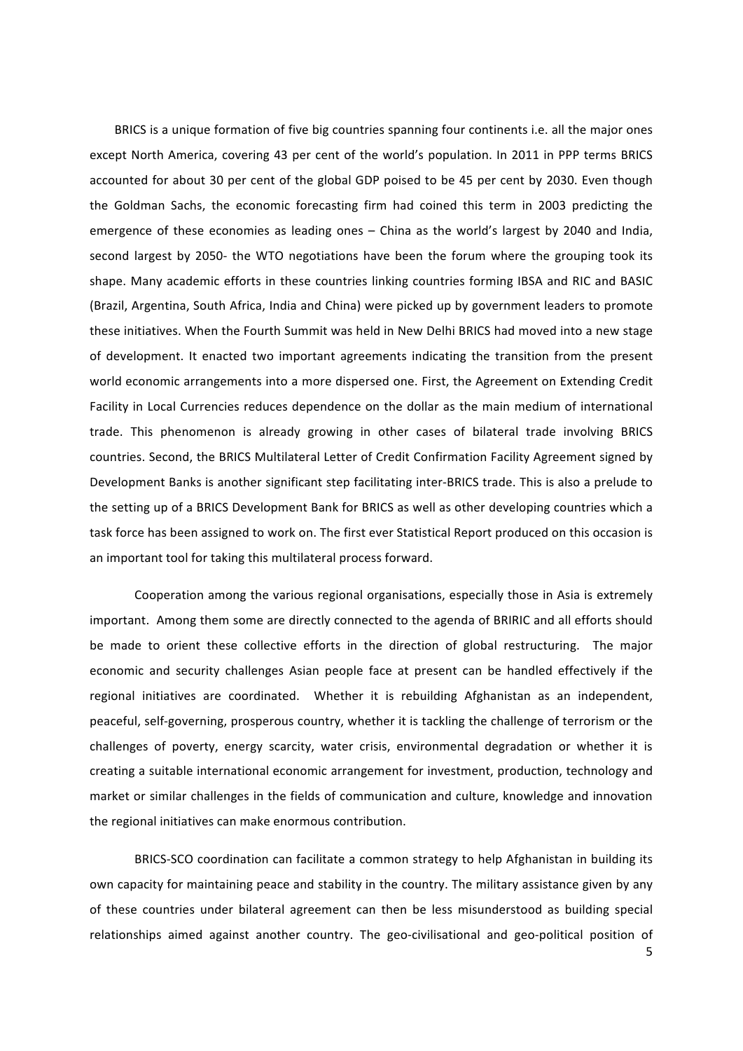BRICS is a unique formation of five big countries spanning four continents i.e. all the major ones except North America, covering 43 per cent of the world's population. In 2011 in PPP terms BRICS accounted for about 30 per cent of the global GDP poised to be 45 per cent by 2030. Even though the Goldman Sachs, the economic forecasting firm had coined this term in 2003 predicting the emergence of these economies as leading ones – China as the world's largest by 2040 and India, second largest by 2050- the WTO negotiations have been the forum where the grouping took its shape. Many academic efforts in these countries linking countries forming IBSA and RIC and BASIC (Brazil, Argentina, South Africa, India and China) were picked up by government leaders to promote these initiatives. When the Fourth Summit was held in New Delhi BRICS had moved into a new stage of development. It enacted two important agreements indicating the transition from the present world economic arrangements into a more dispersed one. First, the Agreement on Extending Credit Facility in Local Currencies reduces dependence on the dollar as the main medium of international trade. This phenomenon is already growing in other cases of bilateral trade involving BRICS countries. Second, the BRICS Multilateral Letter of Credit Confirmation Facility Agreement signed by Development Banks is another significant step facilitating inter-BRICS trade. This is also a prelude to the setting up of a BRICS Development Bank for BRICS as well as other developing countries which a task force has been assigned to work on. The first ever Statistical Report produced on this occasion is an important tool for taking this multilateral process forward.

Cooperation among the various regional organisations, especially those in Asia is extremely important. Among them some are directly connected to the agenda of BRIRIC and all efforts should be made to orient these collective efforts in the direction of global restructuring. The major economic and security challenges Asian people face at present can be handled effectively if the regional initiatives are coordinated. Whether it is rebuilding Afghanistan as an independent, peaceful, self-governing, prosperous country, whether it is tackling the challenge of terrorism or the challenges of poverty, energy scarcity, water crisis, environmental degradation or whether it is creating a suitable international economic arrangement for investment, production, technology and market or similar challenges in the fields of communication and culture, knowledge and innovation the regional initiatives can make enormous contribution.

BRICS-SCO coordination can facilitate a common strategy to help Afghanistan in building its own capacity for maintaining peace and stability in the country. The military assistance given by any of these countries under bilateral agreement can then be less misunderstood as building special relationships aimed against another country. The geo-civilisational and geo-political position of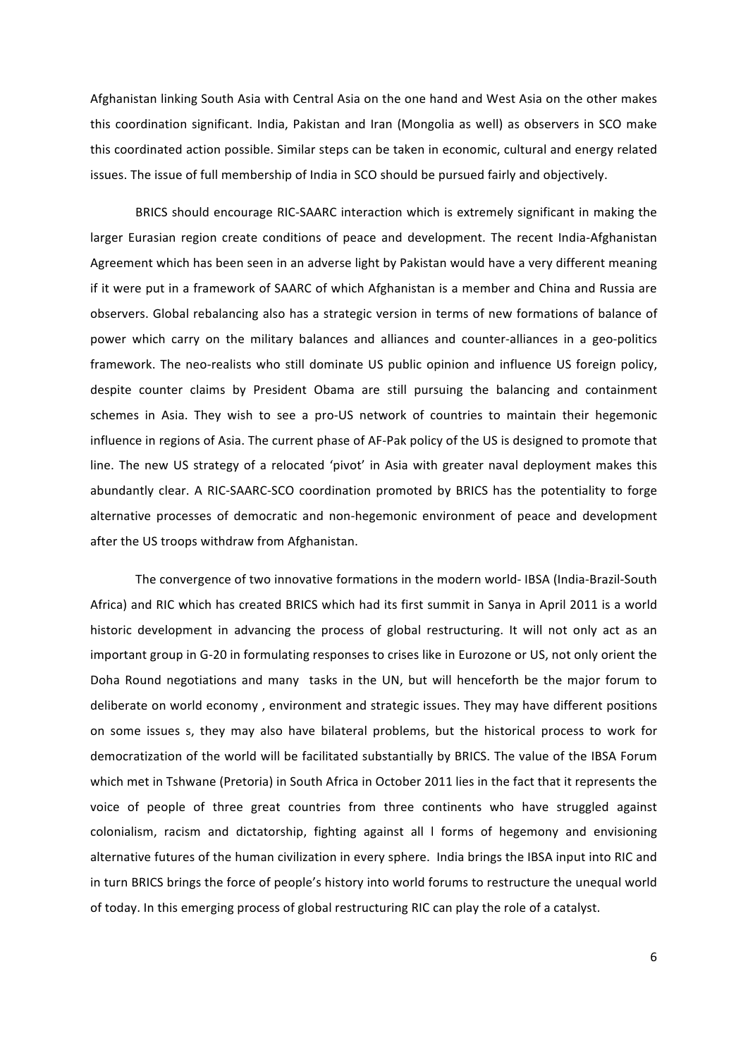Afghanistan linking South Asia with Central Asia on the one hand and West Asia on the other makes this coordination significant. India, Pakistan and Iran (Mongolia as well) as observers in SCO make this coordinated action possible. Similar steps can be taken in economic, cultural and energy related issues. The issue of full membership of India in SCO should be pursued fairly and objectively.

BRICS should encourage RIC-SAARC interaction which is extremely significant in making the larger Eurasian region create conditions of peace and development. The recent India-Afghanistan Agreement which has been seen in an adverse light by Pakistan would have a very different meaning if it were put in a framework of SAARC of which Afghanistan is a member and China and Russia are observers. Global rebalancing also has a strategic version in terms of new formations of balance of power which carry on the military balances and alliances and counter-alliances in a geo-politics framework. The neo-realists who still dominate US public opinion and influence US foreign policy, despite counter claims by President Obama are still pursuing the balancing and containment schemes in Asia. They wish to see a pro-US network of countries to maintain their hegemonic influence in regions of Asia. The current phase of AF-Pak policy of the US is designed to promote that line. The new US strategy of a relocated 'pivot' in Asia with greater naval deployment makes this abundantly clear. A RIC-SAARC-SCO coordination promoted by BRICS has the potentiality to forge alternative processes of democratic and non-hegemonic environment of peace and development after the US troops withdraw from Afghanistan.

The convergence of two innovative formations in the modern world- IBSA (India-Brazil-South Africa) and RIC which has created BRICS which had its first summit in Sanya in April 2011 is a world historic development in advancing the process of global restructuring. It will not only act as an important group in G-20 in formulating responses to crises like in Eurozone or US, not only orient the Doha Round negotiations and many tasks in the UN, but will henceforth be the major forum to deliberate on world economy , environment and strategic issues. They may have different positions on some issues s, they may also have bilateral problems, but the historical process to work for democratization of the world will be facilitated substantially by BRICS. The value of the IBSA Forum which met in Tshwane (Pretoria) in South Africa in October 2011 lies in the fact that it represents the voice of people of three great countries from three continents who have struggled against colonialism, racism and dictatorship, fighting against all l forms of hegemony and envisioning alternative futures of the human civilization in every sphere. India brings the IBSA input into RIC and in turn BRICS brings the force of people's history into world forums to restructure the unequal world of today. In this emerging process of global restructuring RIC can play the role of a catalyst.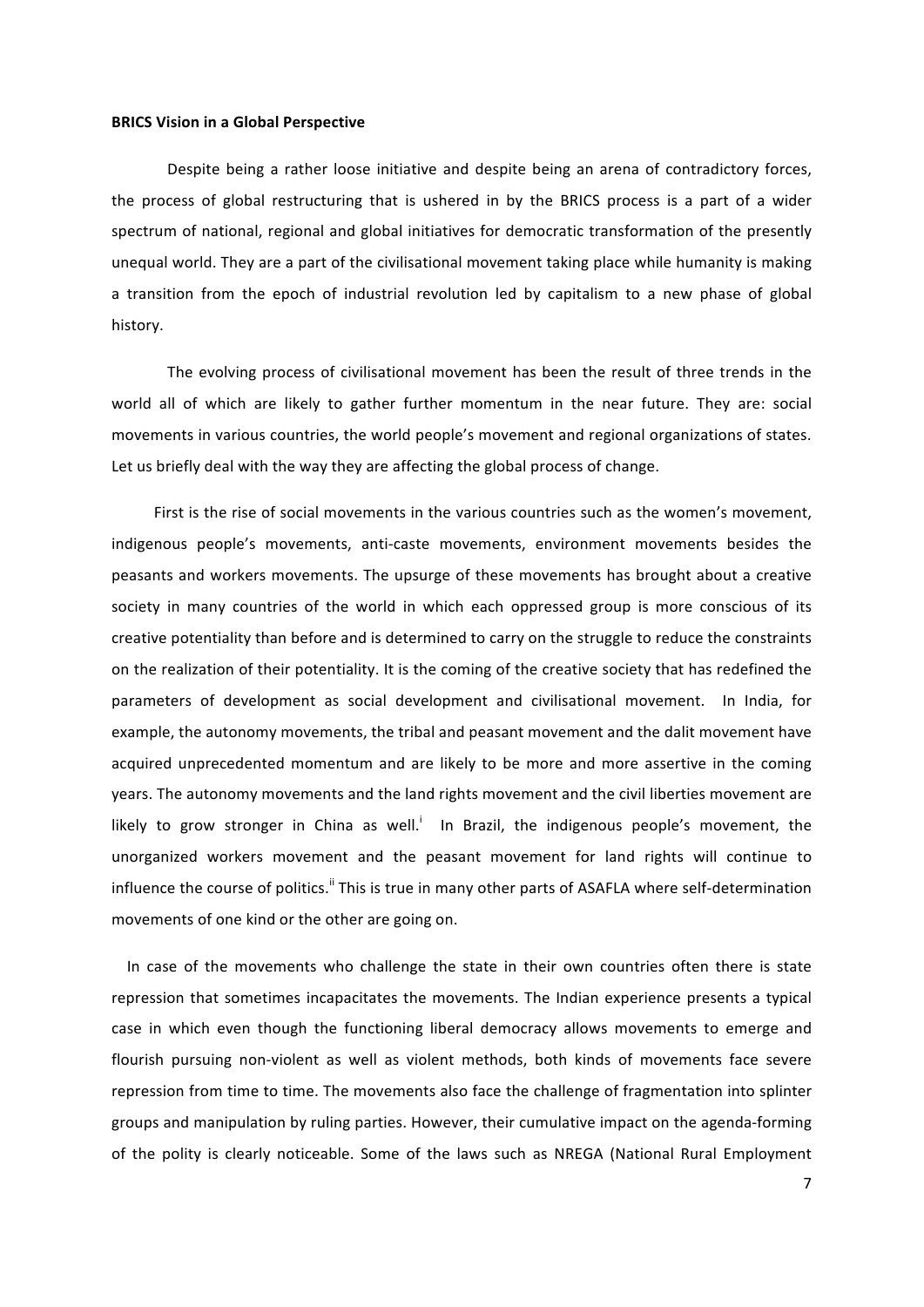**BRICS Vision in a Global Perspective**

Despite being a rather loose initiative and despite being an arena of contradictory forces, the process of global restructuring that is ushered in by the BRICS process is a part of a wider spectrum of national, regional and global initiatives for democratic transformation of the presently unequal world. They are a part of the civilisational movement taking place while humanity is making a transition from the epoch of industrial revolution led by capitalism to a new phase of global history.

The evolving process of civilisational movement has been the result of three trends in the world all of which are likely to gather further momentum in the near future. They are: social movements in various countries, the world people's movement and regional organizations of states. Let us briefly deal with the way they are affecting the global process of change.

First is the rise of social movements in the various countries such as the women's movement, indigenous people's movements, anti-caste movements, environment movements besides the peasants and workers movements. The upsurge of these movements has brought about a creative society in many countries of the world in which each oppressed group is more conscious of its creative potentiality than before and is determined to carry on the struggle to reduce the constraints on the realization of their potentiality. It is the coming of the creative society that has redefined the parameters of development as social development and civilisational movement. In India, for example, the autonomy movements, the tribal and peasant movement and the dalit movement have acquired unprecedented momentum and are likely to be more and more assertive in the coming years. The autonomy movements and the land rights movement and the civil liberties movement are likely to grow stronger in China as well.[i] In Brazil, the indigenous people's movement, the unorganized workers movement and the peasant movement for land rights will continue to influence the course of politics.[ii] This is true in many other parts of ASAFLA where self-determination movements of one kind or the other are going on.

In case of the movements who challenge the state in their own countries often there is state repression that sometimes incapacitates the movements. The Indian experience presents a typical case in which even though the functioning liberal democracy allows movements to emerge and flourish pursuing non-violent as well as violent methods, both kinds of movements face severe repression from time to time. The movements also face the challenge of fragmentation into splinter groups and manipulation by ruling parties. However, their cumulative impact on the agenda-forming of the polity is clearly noticeable. Some of the laws such as NREGA (National Rural Employment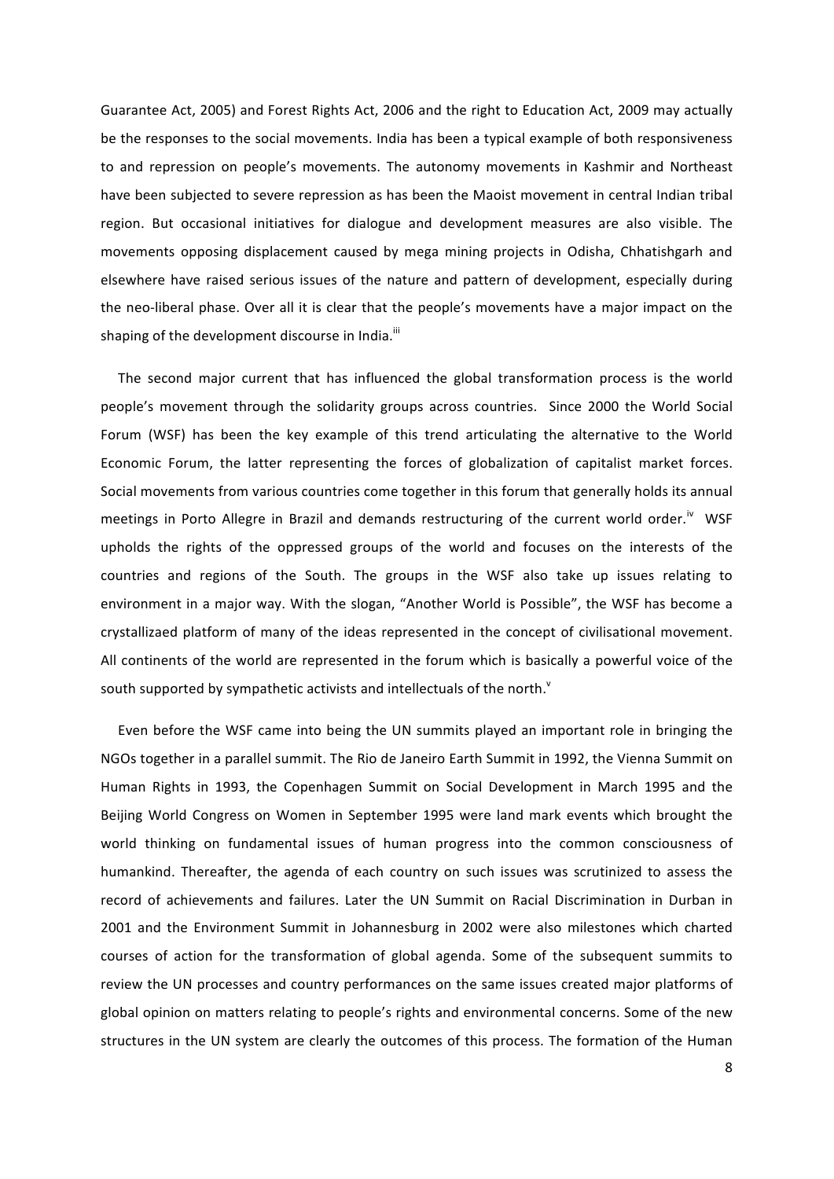Guarantee Act, 2005) and Forest Rights Act, 2006 and the right to Education Act, 2009 may actually be the responses to the social movements. India has been a typical example of both responsiveness to and repression on people's movements. The autonomy movements in Kashmir and Northeast have been subjected to severe repression as has been the Maoist movement in central Indian tribal region. But occasional initiatives for dialogue and development measures are also visible. The movements opposing displacement caused by mega mining projects in Odisha, Chhatishgarh and elsewhere have raised serious issues of the nature and pattern of development, especially during the neo-liberal phase. Over all it is clear that the people's movements have a major impact on the shaping of the development discourse in India.[iii]

The second major current that has influenced the global transformation process is the world people's movement through the solidarity groups across countries. Since 2000 the World Social Forum (WSF) has been the key example of this trend articulating the alternative to the World Economic Forum, the latter representing the forces of globalization of capitalist market forces. Social movements from various countries come together in this forum that generally holds its annual meetings in Porto Allegre in Brazil and demands restructuring of the current world order.[iv] WSF upholds the rights of the oppressed groups of the world and focuses on the interests of the countries and regions of the South. The groups in the WSF also take up issues relating to environment in a major way. With the slogan, "Another World is Possible", the WSF has become a crystallizaed platform of many of the ideas represented in the concept of civilisational movement. All continents of the world are represented in the forum which is basically a powerful voice of the south supported by sympathetic activists and intellectuals of the north.[v]

Even before the WSF came into being the UN summits played an important role in bringing the NGOs together in a parallel summit. The Rio de Janeiro Earth Summit in 1992, the Vienna Summit on Human Rights in 1993, the Copenhagen Summit on Social Development in March 1995 and the Beijing World Congress on Women in September 1995 were land mark events which brought the world thinking on fundamental issues of human progress into the common consciousness of humankind. Thereafter, the agenda of each country on such issues was scrutinized to assess the record of achievements and failures. Later the UN Summit on Racial Discrimination in Durban in 2001 and the Environment Summit in Johannesburg in 2002 were also milestones which charted courses of action for the transformation of global agenda. Some of the subsequent summits to review the UN processes and country performances on the same issues created major platforms of global opinion on matters relating to people's rights and environmental concerns. Some of the new structures in the UN system are clearly the outcomes of this process. The formation of the Human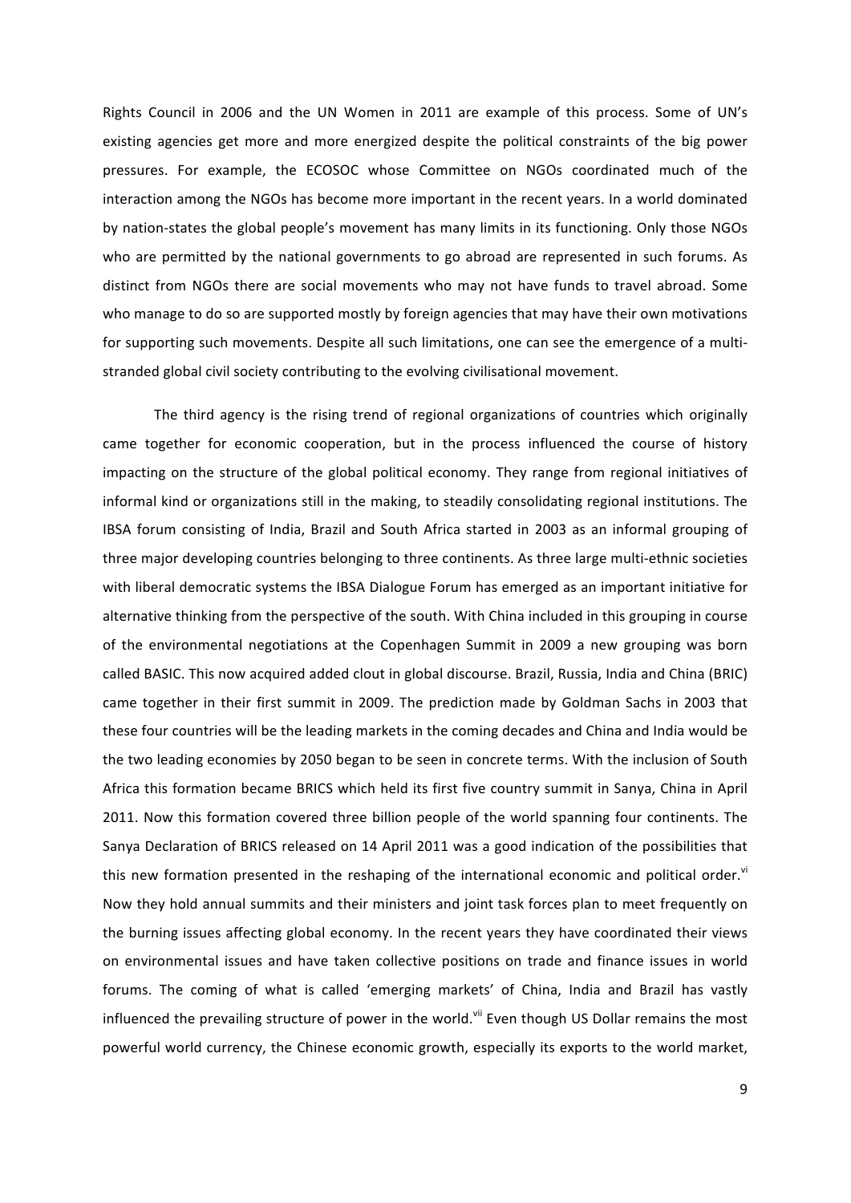Rights Council in 2006 and the UN Women in 2011 are example of this process. Some of UN's existing agencies get more and more energized despite the political constraints of the big power pressures. For example, the ECOSOC whose Committee on NGOs coordinated much of the interaction among the NGOs has become more important in the recent years. In a world dominated by nation-states the global people's movement has many limits in its functioning. Only those NGOs who are permitted by the national governments to go abroad are represented in such forums. As distinct from NGOs there are social movements who may not have funds to travel abroad. Some who manage to do so are supported mostly by foreign agencies that may have their own motivations for supporting such movements. Despite all such limitations, one can see the emergence of a multi-stranded global civil society contributing to the evolving civilisational movement.

The third agency is the rising trend of regional organizations of countries which originally came together for economic cooperation, but in the process influenced the course of history impacting on the structure of the global political economy. They range from regional initiatives of informal kind or organizations still in the making, to steadily consolidating regional institutions. The IBSA forum consisting of India, Brazil and South Africa started in 2003 as an informal grouping of three major developing countries belonging to three continents. As three large multi-ethnic societies with liberal democratic systems the IBSA Dialogue Forum has emerged as an important initiative for alternative thinking from the perspective of the south. With China included in this grouping in course of the environmental negotiations at the Copenhagen Summit in 2009 a new grouping was born called BASIC. This now acquired added clout in global discourse. Brazil, Russia, India and China (BRIC) came together in their first summit in 2009. The prediction made by Goldman Sachs in 2003 that these four countries will be the leading markets in the coming decades and China and India would be the two leading economies by 2050 began to be seen in concrete terms. With the inclusion of South Africa this formation became BRICS which held its first five country summit in Sanya, China in April 2011. Now this formation covered three billion people of the world spanning four continents. The Sanya Declaration of BRICS released on 14 April 2011 was a good indication of the possibilities that this new formation presented in the reshaping of the international economic and political order.[vi] Now they hold annual summits and their ministers and joint task forces plan to meet frequently on the burning issues affecting global economy. In the recent years they have coordinated their views on environmental issues and have taken collective positions on trade and finance issues in world forums. The coming of what is called 'emerging markets' of China, India and Brazil has vastly influenced the prevailing structure of power in the world.[vii] Even though US Dollar remains the most powerful world currency, the Chinese economic growth, especially its exports to the world market,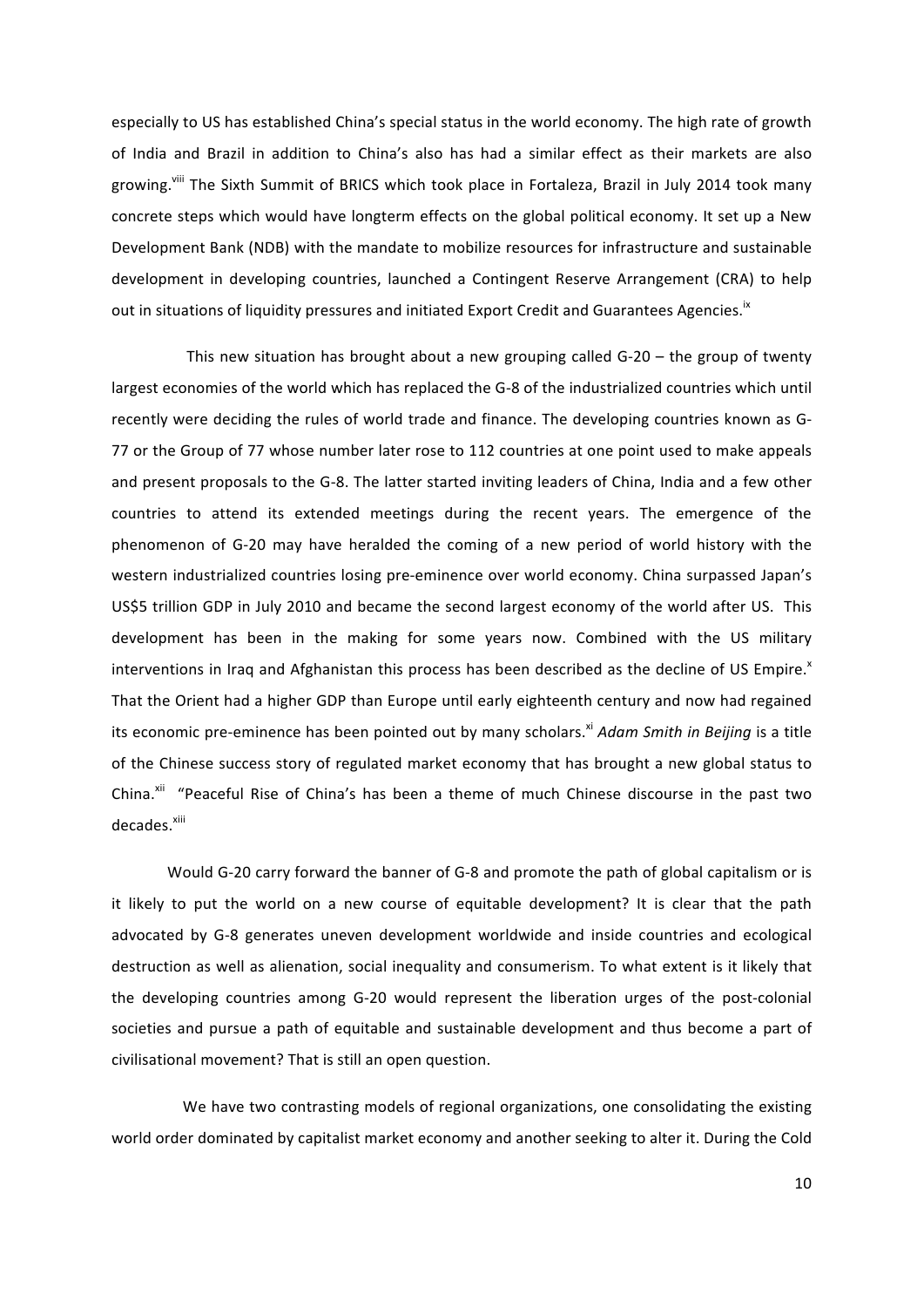especially to US has established China's special status in the world economy. The high rate of growth of India and Brazil in addition to China's also has had a similar effect as their markets are also growing.[viii] The Sixth Summit of BRICS which took place in Fortaleza, Brazil in July 2014 took many concrete steps which would have longterm effects on the global political economy. It set up a New Development Bank (NDB) with the mandate to mobilize resources for infrastructure and sustainable development in developing countries, launched a Contingent Reserve Arrangement (CRA) to help out in situations of liquidity pressures and initiated Export Credit and Guarantees Agencies.[ix]

This new situation has brought about a new grouping called G-20 – the group of twenty largest economies of the world which has replaced the G-8 of the industrialized countries which until recently were deciding the rules of world trade and finance. The developing countries known as G-77 or the Group of 77 whose number later rose to 112 countries at one point used to make appeals and present proposals to the G-8. The latter started inviting leaders of China, India and a few other countries to attend its extended meetings during the recent years. The emergence of the phenomenon of G-20 may have heralded the coming of a new period of world history with the western industrialized countries losing pre-eminence over world economy. China surpassed Japan's US$5 trillion GDP in July 2010 and became the second largest economy of the world after US. This development has been in the making for some years now. Combined with the US military interventions in Iraq and Afghanistan this process has been described as the decline of US Empire.[x] That the Orient had a higher GDP than Europe until early eighteenth century and now had regained its economic pre-eminence has been pointed out by many scholars.[xi] *Adam Smith in Beijing* is a title of the Chinese success story of regulated market economy that has brought a new global status to China.[xii] "Peaceful Rise of China's has been a theme of much Chinese discourse in the past two decades.[xiii]

Would G-20 carry forward the banner of G-8 and promote the path of global capitalism or is it likely to put the world on a new course of equitable development? It is clear that the path advocated by G-8 generates uneven development worldwide and inside countries and ecological destruction as well as alienation, social inequality and consumerism. To what extent is it likely that the developing countries among G-20 would represent the liberation urges of the post-colonial societies and pursue a path of equitable and sustainable development and thus become a part of civilisational movement? That is still an open question.

We have two contrasting models of regional organizations, one consolidating the existing world order dominated by capitalist market economy and another seeking to alter it. During the Cold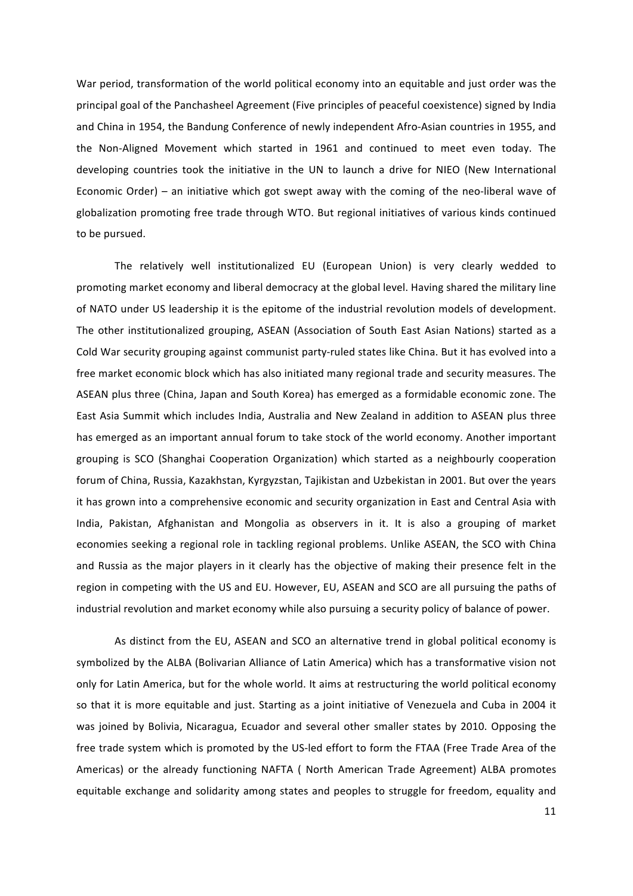War period, transformation of the world political economy into an equitable and just order was the principal goal of the Panchasheel Agreement (Five principles of peaceful coexistence) signed by India and China in 1954, the Bandung Conference of newly independent Afro-Asian countries in 1955, and the Non-Aligned Movement which started in 1961 and continued to meet even today. The developing countries took the initiative in the UN to launch a drive for NIEO (New International Economic Order) – an initiative which got swept away with the coming of the neo-liberal wave of globalization promoting free trade through WTO. But regional initiatives of various kinds continued to be pursued.

The relatively well institutionalized EU (European Union) is very clearly wedded to promoting market economy and liberal democracy at the global level. Having shared the military line of NATO under US leadership it is the epitome of the industrial revolution models of development. The other institutionalized grouping, ASEAN (Association of South East Asian Nations) started as a Cold War security grouping against communist party-ruled states like China. But it has evolved into a free market economic block which has also initiated many regional trade and security measures. The ASEAN plus three (China, Japan and South Korea) has emerged as a formidable economic zone. The East Asia Summit which includes India, Australia and New Zealand in addition to ASEAN plus three has emerged as an important annual forum to take stock of the world economy. Another important grouping is SCO (Shanghai Cooperation Organization) which started as a neighbourly cooperation forum of China, Russia, Kazakhstan, Kyrgyzstan, Tajikistan and Uzbekistan in 2001. But over the years it has grown into a comprehensive economic and security organization in East and Central Asia with India, Pakistan, Afghanistan and Mongolia as observers in it. It is also a grouping of market economies seeking a regional role in tackling regional problems. Unlike ASEAN, the SCO with China and Russia as the major players in it clearly has the objective of making their presence felt in the region in competing with the US and EU. However, EU, ASEAN and SCO are all pursuing the paths of industrial revolution and market economy while also pursuing a security policy of balance of power.

As distinct from the EU, ASEAN and SCO an alternative trend in global political economy is symbolized by the ALBA (Bolivarian Alliance of Latin America) which has a transformative vision not only for Latin America, but for the whole world. It aims at restructuring the world political economy so that it is more equitable and just. Starting as a joint initiative of Venezuela and Cuba in 2004 it was joined by Bolivia, Nicaragua, Ecuador and several other smaller states by 2010. Opposing the free trade system which is promoted by the US-led effort to form the FTAA (Free Trade Area of the Americas) or the already functioning NAFTA ( North American Trade Agreement) ALBA promotes equitable exchange and solidarity among states and peoples to struggle for freedom, equality and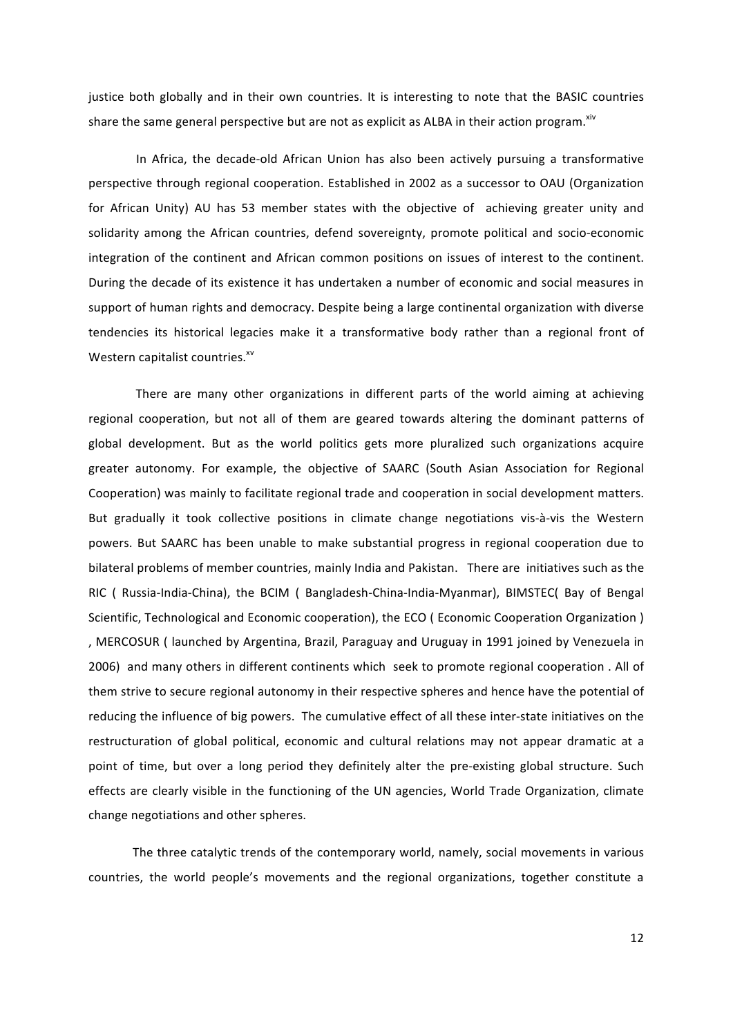justice both globally and in their own countries. It is interesting to note that the BASIC countries share the same general perspective but are not as explicit as ALBA in their action program.[xiv]

In Africa, the decade-old African Union has also been actively pursuing a transformative perspective through regional cooperation. Established in 2002 as a successor to OAU (Organization for African Unity) AU has 53 member states with the objective of achieving greater unity and solidarity among the African countries, defend sovereignty, promote political and socio-economic integration of the continent and African common positions on issues of interest to the continent. During the decade of its existence it has undertaken a number of economic and social measures in support of human rights and democracy. Despite being a large continental organization with diverse tendencies its historical legacies make it a transformative body rather than a regional front of Western capitalist countries.[xv]

There are many other organizations in different parts of the world aiming at achieving regional cooperation, but not all of them are geared towards altering the dominant patterns of global development. But as the world politics gets more pluralized such organizations acquire greater autonomy. For example, the objective of SAARC (South Asian Association for Regional Cooperation) was mainly to facilitate regional trade and cooperation in social development matters. But gradually it took collective positions in climate change negotiations vis-à-vis the Western powers. But SAARC has been unable to make substantial progress in regional cooperation due to bilateral problems of member countries, mainly India and Pakistan. There are initiatives such as the RIC ( Russia-India-China), the BCIM ( Bangladesh-China-India-Myanmar), BIMSTEC( Bay of Bengal Scientific, Technological and Economic cooperation), the ECO ( Economic Cooperation Organization ) , MERCOSUR ( launched by Argentina, Brazil, Paraguay and Uruguay in 1991 joined by Venezuela in 2006) and many others in different continents which seek to promote regional cooperation . All of them strive to secure regional autonomy in their respective spheres and hence have the potential of reducing the influence of big powers. The cumulative effect of all these inter-state initiatives on the restructuration of global political, economic and cultural relations may not appear dramatic at a point of time, but over a long period they definitely alter the pre-existing global structure. Such effects are clearly visible in the functioning of the UN agencies, World Trade Organization, climate change negotiations and other spheres.

The three catalytic trends of the contemporary world, namely, social movements in various countries, the world people's movements and the regional organizations, together constitute a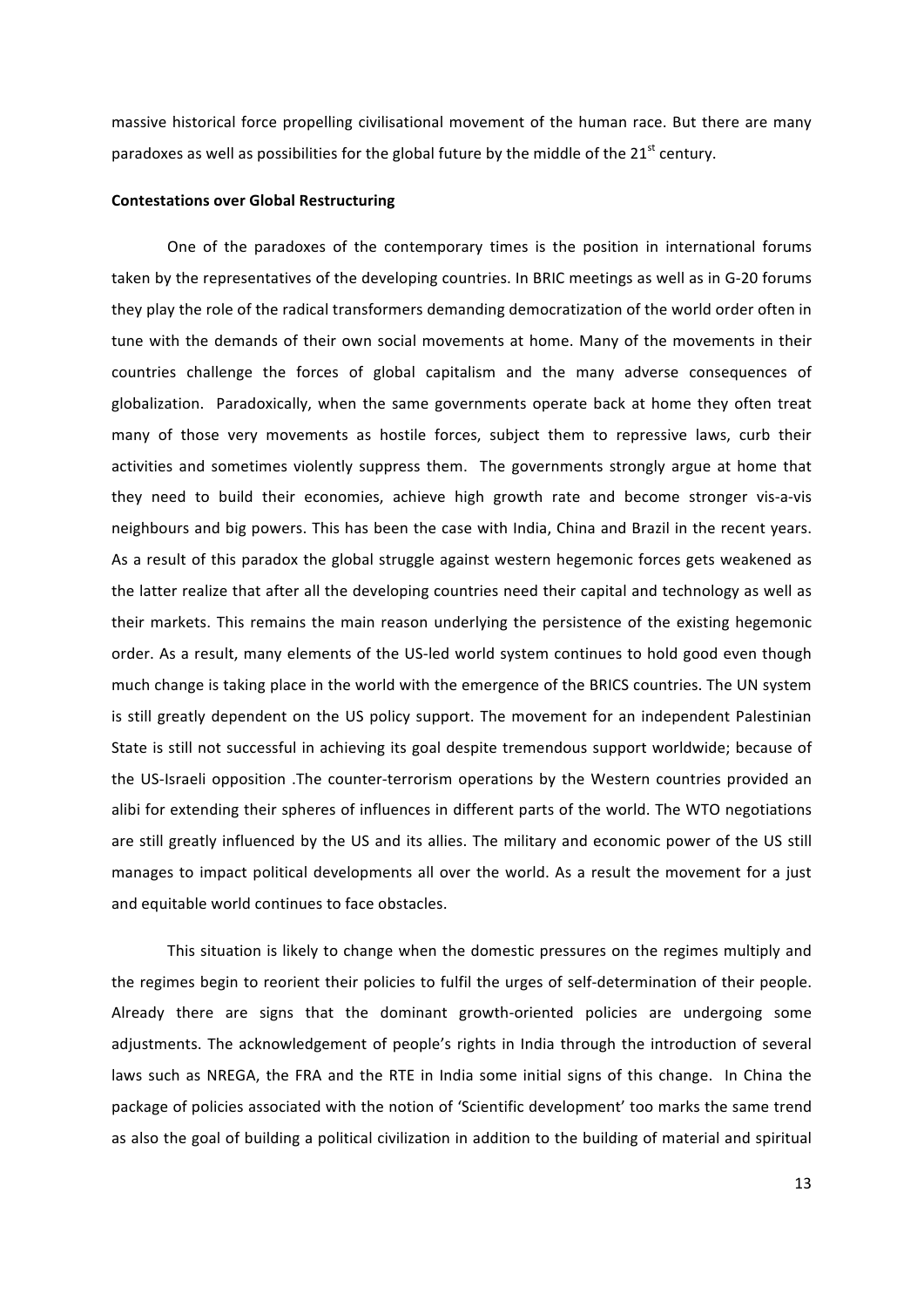massive historical force propelling civilisational movement of the human race. But there are many paradoxes as well as possibilities for the global future by the middle of the 21st century.

**Contestations over Global Restructuring**

One of the paradoxes of the contemporary times is the position in international forums taken by the representatives of the developing countries. In BRIC meetings as well as in G-20 forums they play the role of the radical transformers demanding democratization of the world order often in tune with the demands of their own social movements at home. Many of the movements in their countries challenge the forces of global capitalism and the many adverse consequences of globalization. Paradoxically, when the same governments operate back at home they often treat many of those very movements as hostile forces, subject them to repressive laws, curb their activities and sometimes violently suppress them. The governments strongly argue at home that they need to build their economies, achieve high growth rate and become stronger vis-a-vis neighbours and big powers. This has been the case with India, China and Brazil in the recent years. As a result of this paradox the global struggle against western hegemonic forces gets weakened as the latter realize that after all the developing countries need their capital and technology as well as their markets. This remains the main reason underlying the persistence of the existing hegemonic order. As a result, many elements of the US-led world system continues to hold good even though much change is taking place in the world with the emergence of the BRICS countries. The UN system is still greatly dependent on the US policy support. The movement for an independent Palestinian State is still not successful in achieving its goal despite tremendous support worldwide; because of the US-Israeli opposition .The counter-terrorism operations by the Western countries provided an alibi for extending their spheres of influences in different parts of the world. The WTO negotiations are still greatly influenced by the US and its allies. The military and economic power of the US still manages to impact political developments all over the world. As a result the movement for a just and equitable world continues to face obstacles.

This situation is likely to change when the domestic pressures on the regimes multiply and the regimes begin to reorient their policies to fulfil the urges of self-determination of their people. Already there are signs that the dominant growth-oriented policies are undergoing some adjustments. The acknowledgement of people's rights in India through the introduction of several laws such as NREGA, the FRA and the RTE in India some initial signs of this change. In China the package of policies associated with the notion of 'Scientific development' too marks the same trend as also the goal of building a political civilization in addition to the building of material and spiritual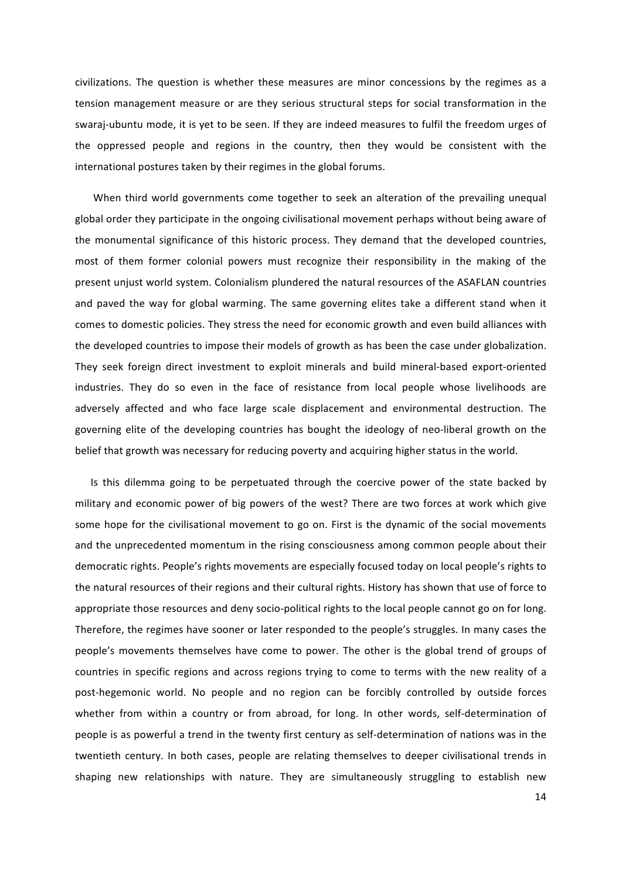civilizations. The question is whether these measures are minor concessions by the regimes as a tension management measure or are they serious structural steps for social transformation in the swaraj-ubuntu mode, it is yet to be seen. If they are indeed measures to fulfil the freedom urges of the oppressed people and regions in the country, then they would be consistent with the international postures taken by their regimes in the global forums.

When third world governments come together to seek an alteration of the prevailing unequal global order they participate in the ongoing civilisational movement perhaps without being aware of the monumental significance of this historic process. They demand that the developed countries, most of them former colonial powers must recognize their responsibility in the making of the present unjust world system. Colonialism plundered the natural resources of the ASAFLAN countries and paved the way for global warming. The same governing elites take a different stand when it comes to domestic policies. They stress the need for economic growth and even build alliances with the developed countries to impose their models of growth as has been the case under globalization. They seek foreign direct investment to exploit minerals and build mineral-based export-oriented industries. They do so even in the face of resistance from local people whose livelihoods are adversely affected and who face large scale displacement and environmental destruction. The governing elite of the developing countries has bought the ideology of neo-liberal growth on the belief that growth was necessary for reducing poverty and acquiring higher status in the world.

Is this dilemma going to be perpetuated through the coercive power of the state backed by military and economic power of big powers of the west? There are two forces at work which give some hope for the civilisational movement to go on. First is the dynamic of the social movements and the unprecedented momentum in the rising consciousness among common people about their democratic rights. People's rights movements are especially focused today on local people's rights to the natural resources of their regions and their cultural rights. History has shown that use of force to appropriate those resources and deny socio-political rights to the local people cannot go on for long. Therefore, the regimes have sooner or later responded to the people's struggles. In many cases the people's movements themselves have come to power. The other is the global trend of groups of countries in specific regions and across regions trying to come to terms with the new reality of a post-hegemonic world. No people and no region can be forcibly controlled by outside forces whether from within a country or from abroad, for long. In other words, self-determination of people is as powerful a trend in the twenty first century as self-determination of nations was in the twentieth century. In both cases, people are relating themselves to deeper civilisational trends in shaping new relationships with nature. They are simultaneously struggling to establish new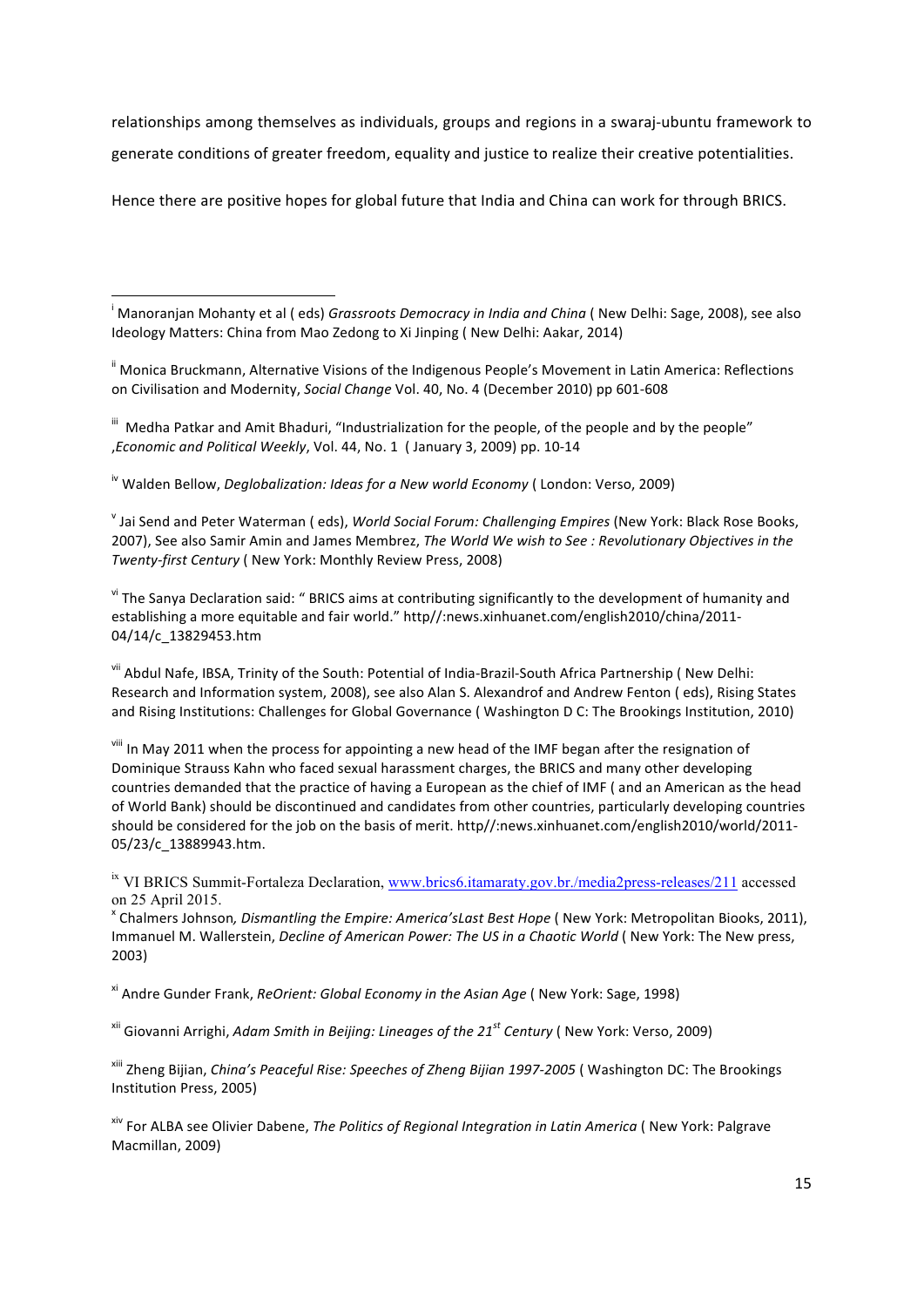relationships among themselves as individuals, groups and regions in a swaraj-ubuntu framework to generate conditions of greater freedom, equality and justice to realize their creative potentialities.

Hence there are positive hopes for global future that India and China can work for through BRICS.

---

[i] Manoranjan Mohanty et al ( eds) *Grassroots Democracy in India and China* ( New Delhi: Sage, 2008), see also Ideology Matters: China from Mao Zedong to Xi Jinping ( New Delhi: Aakar, 2014)

[ii] Monica Bruckmann, Alternative Visions of the Indigenous People's Movement in Latin America: Reflections on Civilisation and Modernity, *Social Change* Vol. 40, No. 4 (December 2010) pp 601-608

[iii] Medha Patkar and Amit Bhaduri, "Industrialization for the people, of the people and by the people" ,*Economic and Political Weekly*, Vol. 44, No. 1 ( January 3, 2009) pp. 10-14

[iv] Walden Bellow, *Deglobalization: Ideas for a New world Economy* ( London: Verso, 2009)

[v] Jai Send and Peter Waterman ( eds), *World Social Forum: Challenging Empires* (New York: Black Rose Books, 2007), See also Samir Amin and James Membrez, *The World We wish to See : Revolutionary Objectives in the Twenty-first Century* ( New York: Monthly Review Press, 2008)

[vi] The Sanya Declaration said: " BRICS aims at contributing significantly to the development of humanity and establishing a more equitable and fair world." http//:news.xinhuanet.com/english2010/china/2011-04/14/c_13829453.htm

[vii] Abdul Nafe, IBSA, Trinity of the South: Potential of India-Brazil-South Africa Partnership ( New Delhi: Research and Information system, 2008), see also Alan S. Alexandrof and Andrew Fenton ( eds), Rising States and Rising Institutions: Challenges for Global Governance ( Washington D C: The Brookings Institution, 2010)

[viii] In May 2011 when the process for appointing a new head of the IMF began after the resignation of Dominique Strauss Kahn who faced sexual harassment charges, the BRICS and many other developing countries demanded that the practice of having a European as the chief of IMF ( and an American as the head of World Bank) should be discontinued and candidates from other countries, particularly developing countries should be considered for the job on the basis of merit. http//:news.xinhuanet.com/english2010/world/2011-05/23/c_13889943.htm.

[ix] VI BRICS Summit-Fortaleza Declaration, www.brics6.itamaraty.gov.br./media2press-releases/211 accessed on 25 April 2015.

[x] Chalmers Johnson*, Dismantling the Empire: America'sLast Best Hope* ( New York: Metropolitan Biooks, 2011), Immanuel M. Wallerstein, *Decline of American Power: The US in a Chaotic World* ( New York: The New press, 2003)

[xi] Andre Gunder Frank, *ReOrient: Global Economy in the Asian Age* ( New York: Sage, 1998)

[xii] Giovanni Arrighi, *Adam Smith in Beijing: Lineages of the 21st Century* ( New York: Verso, 2009)

[xiii] Zheng Bijian, *China's Peaceful Rise: Speeches of Zheng Bijian 1997-2005* ( Washington DC: The Brookings Institution Press, 2005)

[xiv] For ALBA see Olivier Dabene, *The Politics of Regional Integration in Latin America* ( New York: Palgrave Macmillan, 2009)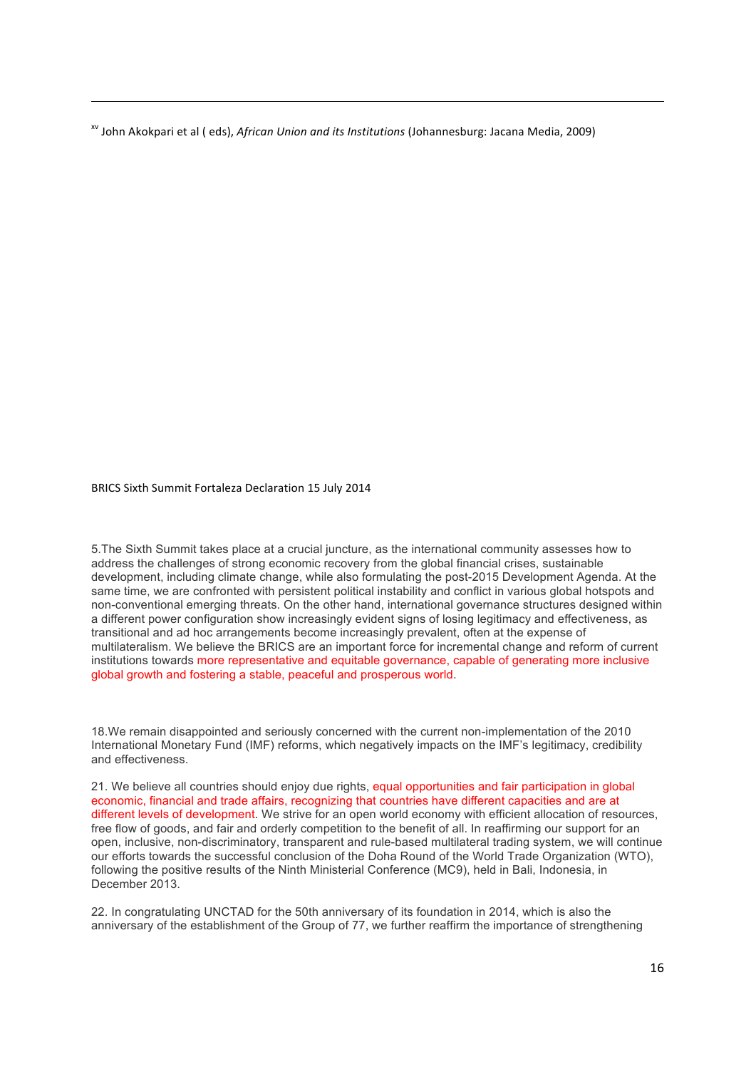[xv] John Akokpari et al ( eds), *African Union and its Institutions* (Johannesburg: Jacana Media, 2009)

BRICS Sixth Summit Fortaleza Declaration 15 July 2014

5.The Sixth Summit takes place at a crucial juncture, as the international community assesses how to address the challenges of strong economic recovery from the global financial crises, sustainable development, including climate change, while also formulating the post-2015 Development Agenda. At the same time, we are confronted with persistent political instability and conflict in various global hotspots and non-conventional emerging threats. On the other hand, international governance structures designed within a different power configuration show increasingly evident signs of losing legitimacy and effectiveness, as transitional and ad hoc arrangements become increasingly prevalent, often at the expense of multilateralism. We believe the BRICS are an important force for incremental change and reform of current institutions towards more representative and equitable governance, capable of generating more inclusive global growth and fostering a stable, peaceful and prosperous world.

18.We remain disappointed and seriously concerned with the current non-implementation of the 2010 International Monetary Fund (IMF) reforms, which negatively impacts on the IMF's legitimacy, credibility and effectiveness.

21. We believe all countries should enjoy due rights, equal opportunities and fair participation in global economic, financial and trade affairs, recognizing that countries have different capacities and are at different levels of development. We strive for an open world economy with efficient allocation of resources, free flow of goods, and fair and orderly competition to the benefit of all. In reaffirming our support for an open, inclusive, non-discriminatory, transparent and rule-based multilateral trading system, we will continue our efforts towards the successful conclusion of the Doha Round of the World Trade Organization (WTO), following the positive results of the Ninth Ministerial Conference (MC9), held in Bali, Indonesia, in December 2013.

22. In congratulating UNCTAD for the 50th anniversary of its foundation in 2014, which is also the anniversary of the establishment of the Group of 77, we further reaffirm the importance of strengthening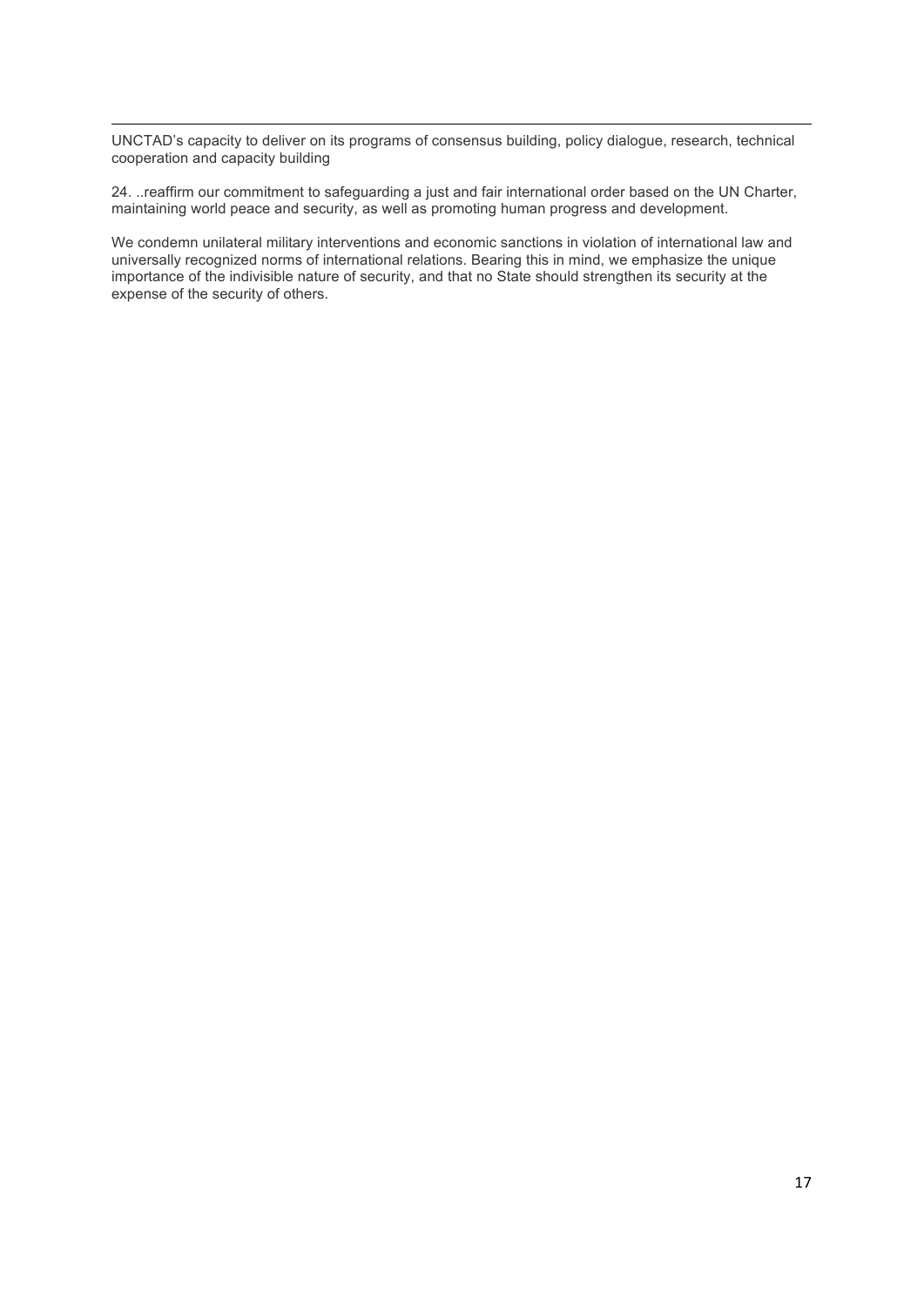UNCTAD's capacity to deliver on its programs of consensus building, policy dialogue, research, technical cooperation and capacity building

24. ..reaffirm our commitment to safeguarding a just and fair international order based on the UN Charter, maintaining world peace and security, as well as promoting human progress and development.

We condemn unilateral military interventions and economic sanctions in violation of international law and universally recognized norms of international relations. Bearing this in mind, we emphasize the unique importance of the indivisible nature of security, and that no State should strengthen its security at the expense of the security of others.